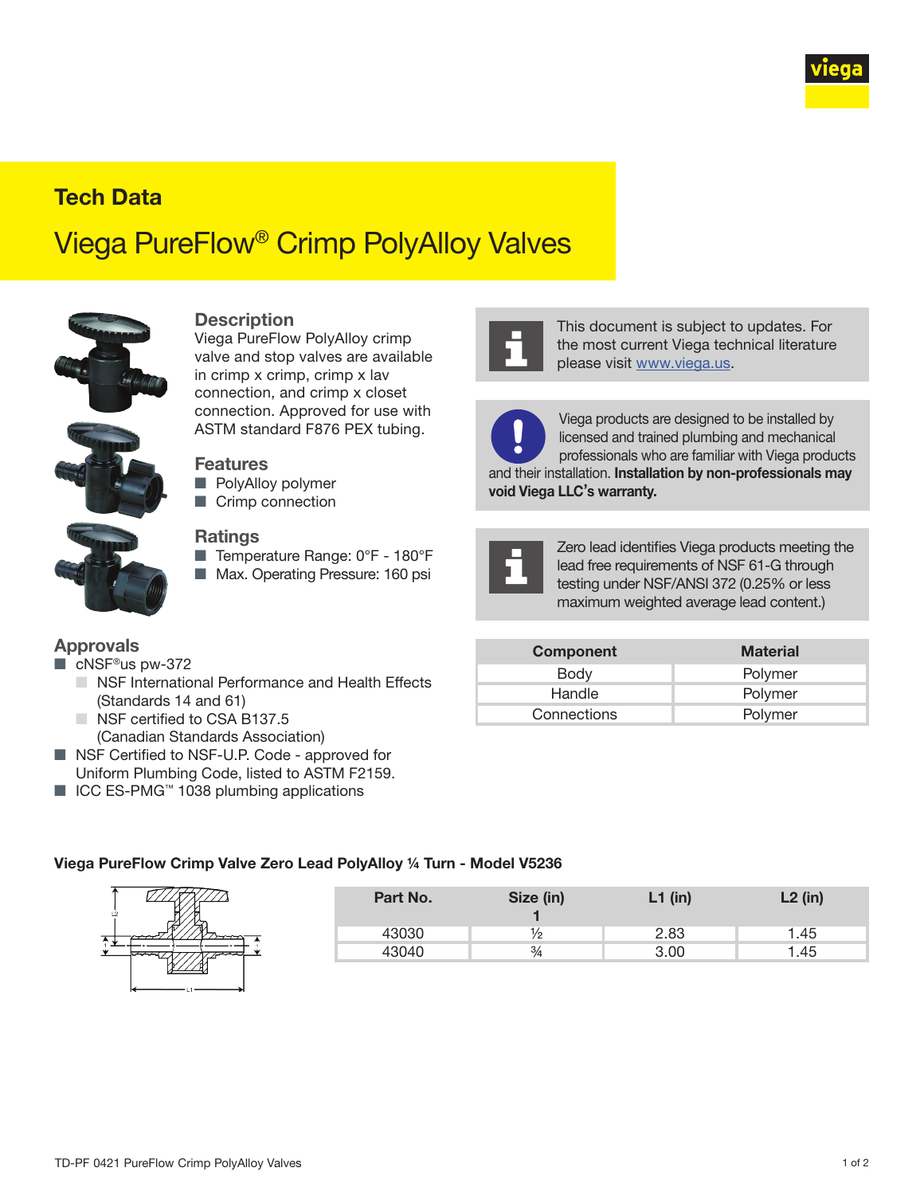## Tech Data

# Viega PureFlow® Crimp PolyAlloy Valves

### Description

Viega PureFlow PolyAlloy crimp valve and stop valves are available in crimp x crimp, crimp x lav connection, and crimp x closet connection. Approved for use with ASTM standard F876 PEX tubing.

### Features

- PolyAlloy polymer
- Crimp connection

### Ratings

- Temperature Range: 0°F - 180°F
- Max. Operating Pressure: 160 psi

### Approvals

- cNSF®us pw-372
  - NSF International Performance and Health Effects (Standards 14 and 61)
  - NSF certified to CSA B137.5 (Canadian Standards Association)
- NSF Certified to NSF-U.P. Code - approved for Uniform Plumbing Code, listed to ASTM F2159.
- ICC ES-PMG™ 1038 plumbing applications

This document is subject to updates. For the most current Viega technical literature please visit www.viega.us.

Viega products are designed to be installed by licensed and trained plumbing and mechanical professionals who are familiar with Viega products and their installation. **Installation by non-professionals may void Viega LLC's warranty.**

Zero lead identifies Viega products meeting the lead free requirements of NSF 61-G through testing under NSF/ANSI 372 (0.25% or less maximum weighted average lead content.)

| Component | Material |
|---|---|
| Body | Polymer |
| Handle | Polymer |
| Connections | Polymer |

**Viega PureFlow Crimp Valve Zero Lead PolyAlloy ¼ Turn - Model V5236**

| Part No. | Size (in) 1 | L1 (in) | L2 (in) |
|---|---|---|---|
| 43030 | ½ | 2.83 | 1.45 |
| 43040 | ¾ | 3.00 | 1.45 |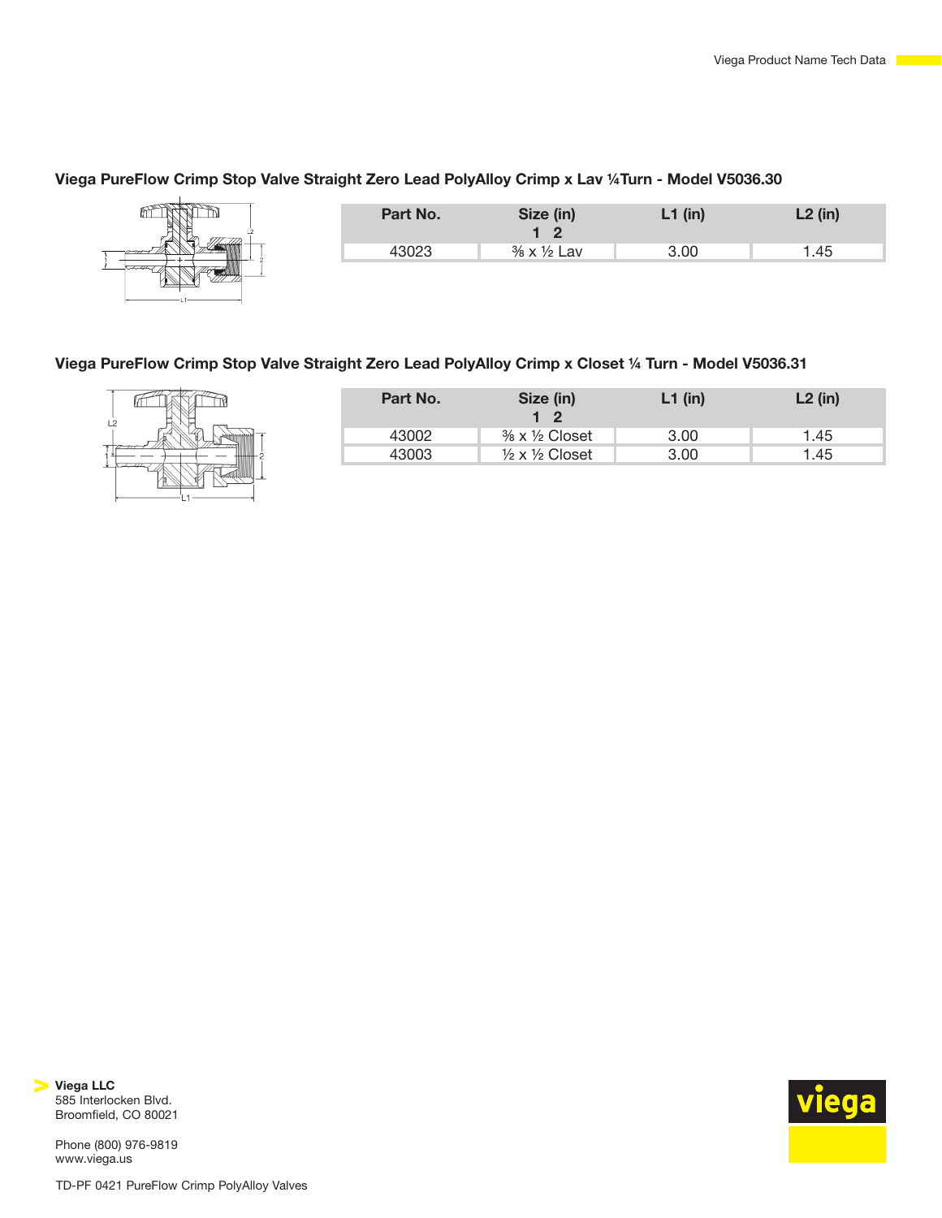## Viega PureFlow Crimp Stop Valve Straight Zero Lead PolyAlloy Crimp x Lav ¼Turn - Model V5036.30

| Part No. | Size (in) 1 2 | L1 (in) | L2 (in) |
|---|---|---|---|
| 43023 | ⅜ x ½ Lav | 3.00 | 1.45 |

## Viega PureFlow Crimp Stop Valve Straight Zero Lead PolyAlloy Crimp x Closet ¼ Turn - Model V5036.31

| Part No. | Size (in) 1 2 | L1 (in) | L2 (in) |
|---|---|---|---|
| 43002 | ⅜ x ½ Closet | 3.00 | 1.45 |
| 43003 | ½ x ½ Closet | 3.00 | 1.45 |

**Viega LLC**
585 Interlocken Blvd.
Broomfield, CO 80021

Phone (800) 976-9819
www.viega.us

TD-PF 0421 PureFlow Crimp PolyAlloy Valves